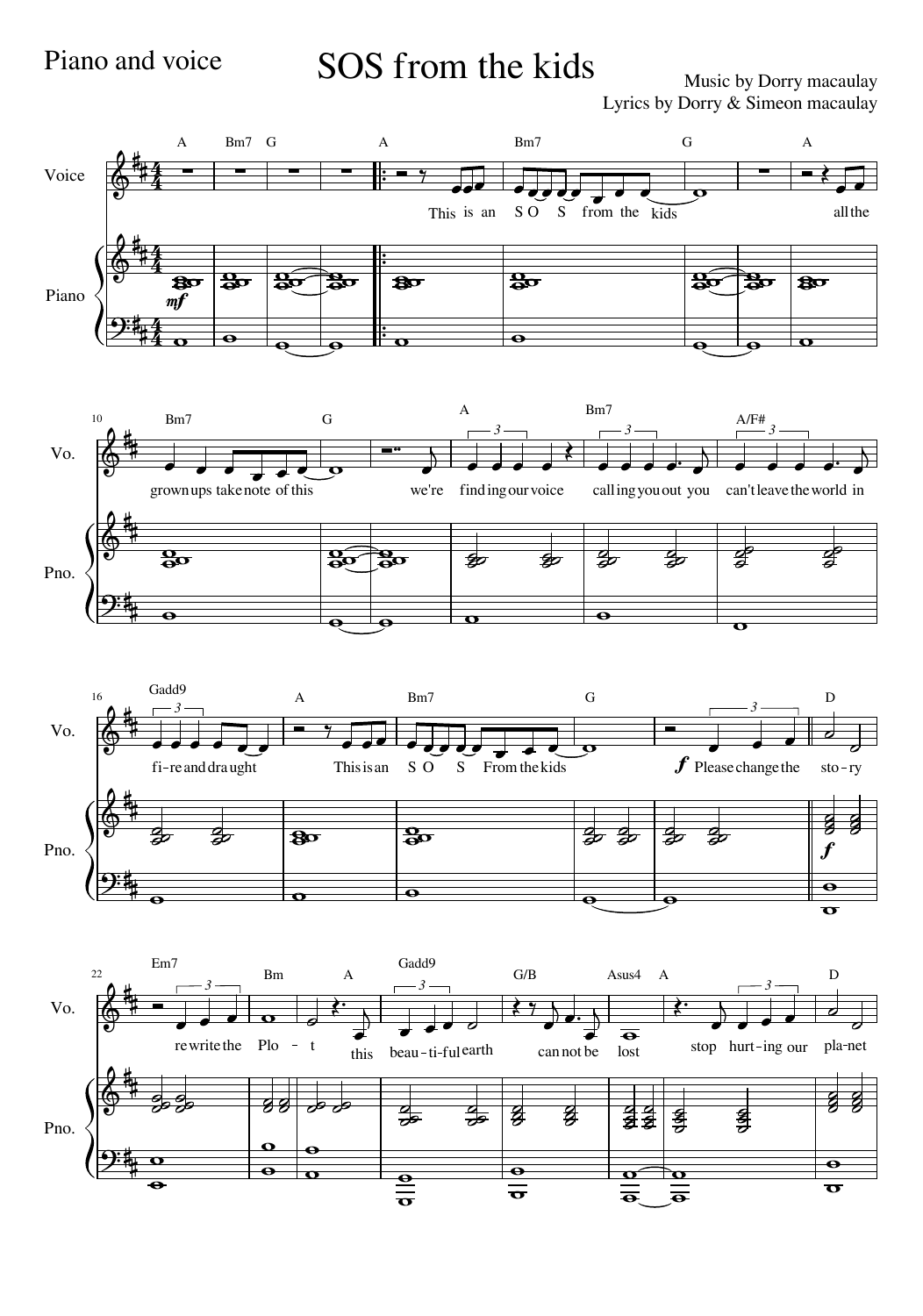Piano and voice

# SOS from the kids

Music by Dorry macaulay
Lyrics by Dorry & Simeon macaulay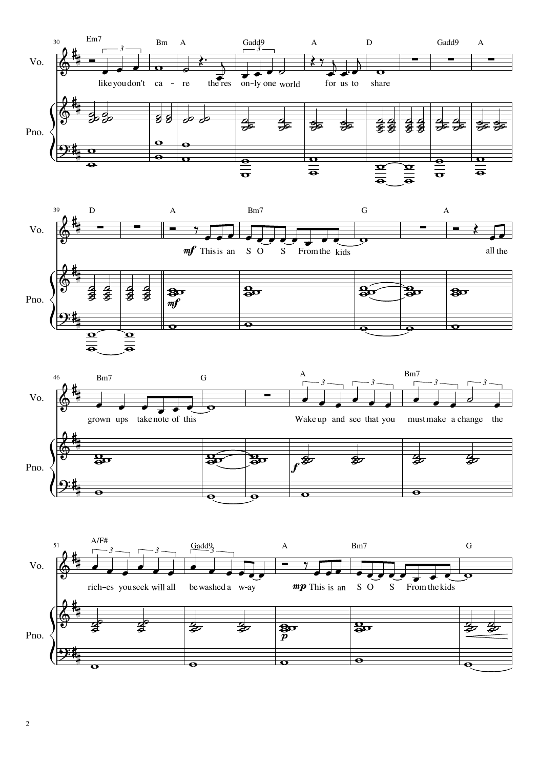Em7 — Bm — A — Gadd9 — A — D — Gadd9 — A

like you don't ca - re the res on-ly one world for us to share

D — A — Bm7 — G — A

*mf* This is an S O S From the kids all the

Bm7 — G — A — Bm7

grown ups take note of this Wake up and see that you must make a change the

A/F# — Gadd9 — A — Bm7 — G

rich-es you seek will all be washed a w-ay *mp* This is an S O S From the kids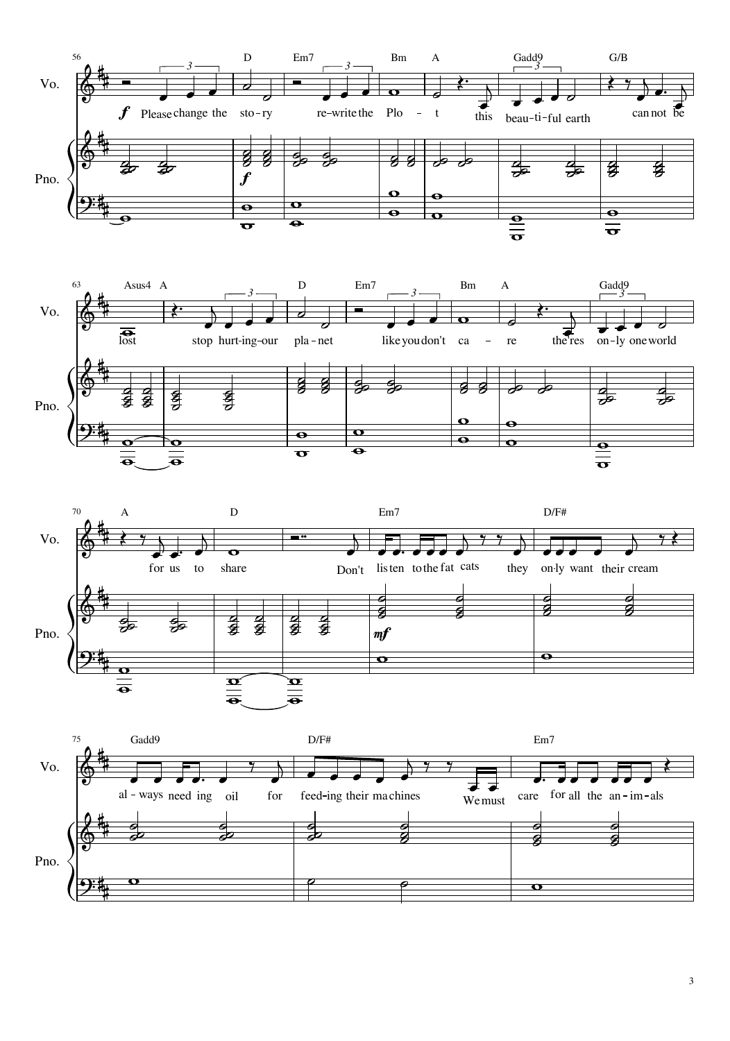Vo.

Pno.

56 D Em7 Bm A Gadd9 G/B

*f* Please change the sto-ry re-write the Plo - t this beau-ti-ful earth can not be

*f*

63 Asus4 A D Em7 Bm A Gadd9

lost stop hurt-ing-our pla-net like you don't ca - re the'res on-ly one world

70 A D Em7 D/F#

for us to share Don't lis ten to the fat cats they on-ly want their cream

*mf*

75 Gadd9 D/F# Em7

al - ways need ing oil for feed-ing their ma chines We must care for all the an - im - als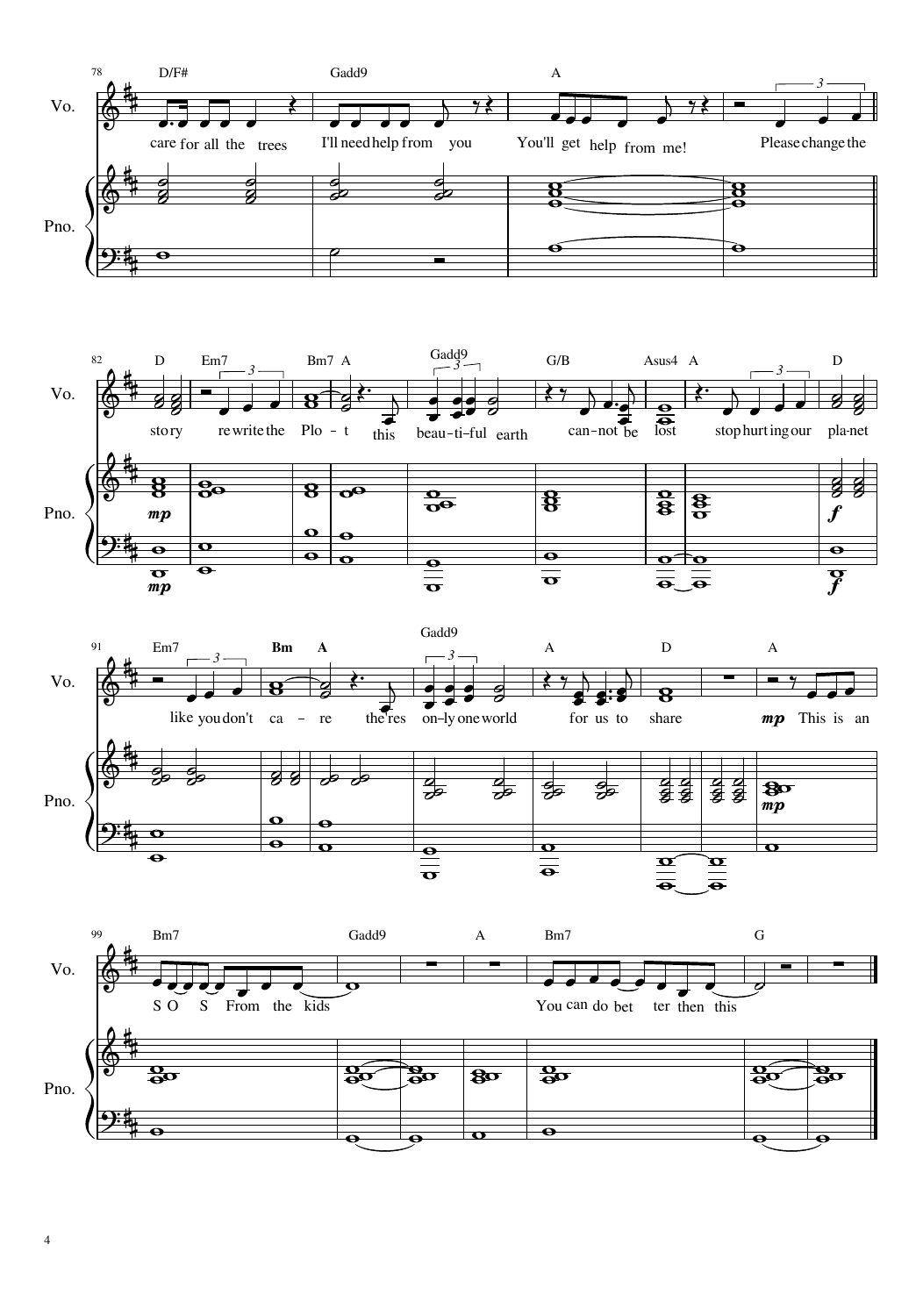78 D/F# Gadd9 A

Vo. care for all the trees I'll need help from you You'll get help from me! Please change the

Pno.

82 D Em7 Bm7 A Gadd9 G/B Asus4 A D

Vo. sto ry re write the Plo - t this beau - ti - ful earth can - not be lost stop hurt ing our pla - net

Pno. *mp* *f*

91 Em7 **Bm** **A** Gadd9 A D A

Vo. like you don't ca - re the res on - ly one world for us to share *mp* This is an

Pno. *mp*

99 Bm7 Gadd9 A Bm7 G

Vo. S O S From the kids You can do bet ter then this

Pno.